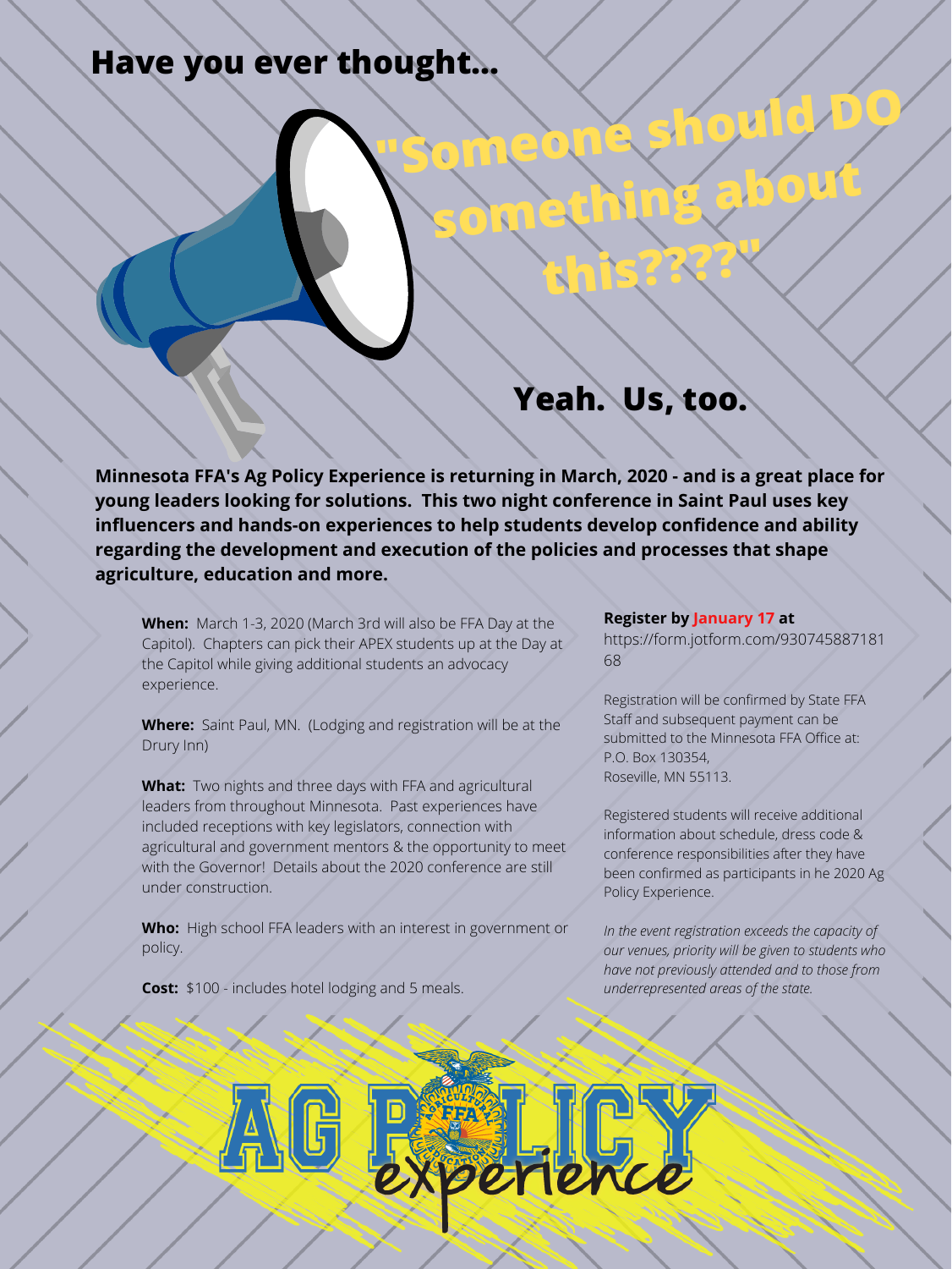# Have you ever thought...

## "Someone should DO something about this????"

## Yeah. Us, too.

**Minnesota FFA's Ag Policy Experience is returning in March, 2020 - and is a great place for young leaders looking for solutions. This two night conference in Saint Paul uses key influencers and hands-on experiences to help students develop confidence and ability regarding the development and execution of the policies and processes that shape agriculture, education and more.**

**When:** March 1-3, 2020 (March 3rd will also be FFA Day at the Capitol). Chapters can pick their APEX students up at the Day at the Capitol while giving additional students an advocacy experience.

**Where:** Saint Paul, MN. (Lodging and registration will be at the Drury Inn)

**What:** Two nights and three days with FFA and agricultural leaders from throughout Minnesota. Past experiences have included receptions with key legislators, connection with agricultural and government mentors & the opportunity to meet with the Governor! Details about the 2020 conference are still under construction.

**Who:** High school FFA leaders with an interest in government or policy.

**Cost:** $100 - includes hotel lodging and 5 meals.

**Register by January 17 at**
https://form.jotform.com/930745887181 68

Registration will be confirmed by State FFA Staff and subsequent payment can be submitted to the Minnesota FFA Office at:
P.O. Box 130354,
Roseville, MN 55113.

Registered students will receive additional information about schedule, dress code & conference responsibilities after they have been confirmed as participants in he 2020 Ag Policy Experience.

*In the event registration exceeds the capacity of our venues, priority will be given to students who have not previously attended and to those from underrepresented areas of the state.*

AG POLICY experience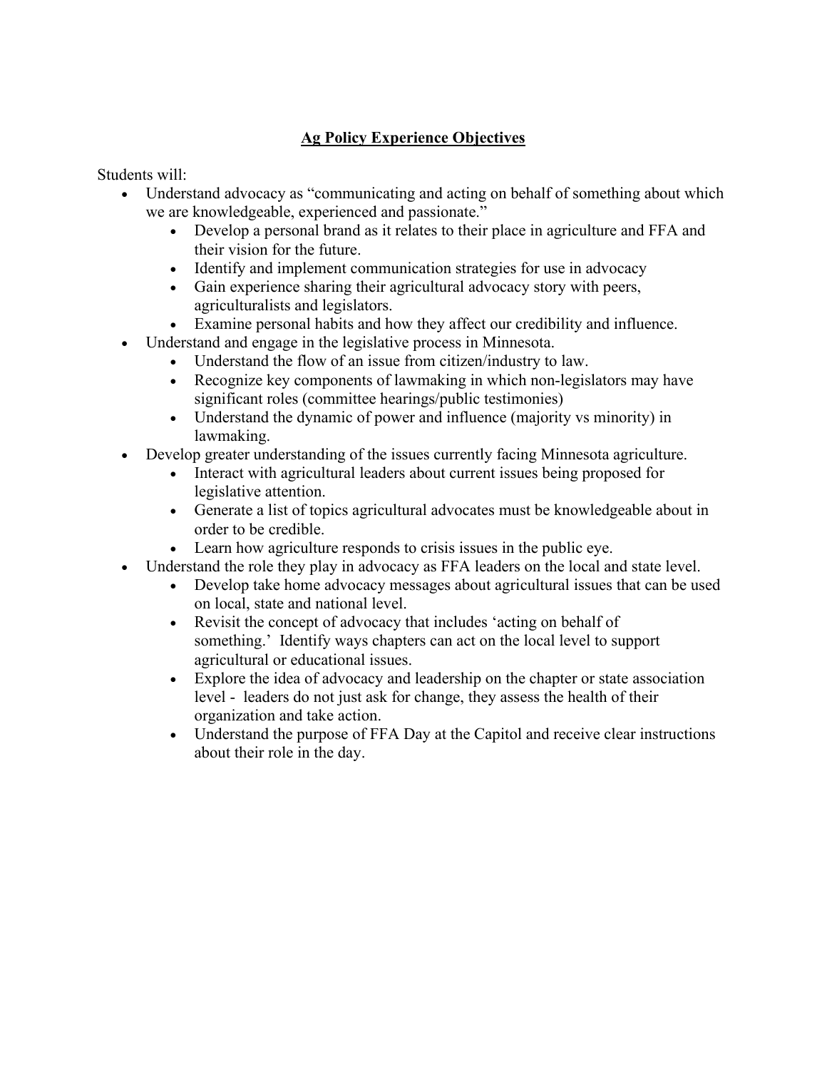## Ag Policy Experience Objectives

Students will:

- Understand advocacy as "communicating and acting on behalf of something about which we are knowledgeable, experienced and passionate."
  - Develop a personal brand as it relates to their place in agriculture and FFA and their vision for the future.
  - Identify and implement communication strategies for use in advocacy
  - Gain experience sharing their agricultural advocacy story with peers, agriculturalists and legislators.
  - Examine personal habits and how they affect our credibility and influence.
- Understand and engage in the legislative process in Minnesota.
  - Understand the flow of an issue from citizen/industry to law.
  - Recognize key components of lawmaking in which non-legislators may have significant roles (committee hearings/public testimonies)
  - Understand the dynamic of power and influence (majority vs minority) in lawmaking.
- Develop greater understanding of the issues currently facing Minnesota agriculture.
  - Interact with agricultural leaders about current issues being proposed for legislative attention.
  - Generate a list of topics agricultural advocates must be knowledgeable about in order to be credible.
  - Learn how agriculture responds to crisis issues in the public eye.
- Understand the role they play in advocacy as FFA leaders on the local and state level.
  - Develop take home advocacy messages about agricultural issues that can be used on local, state and national level.
  - Revisit the concept of advocacy that includes 'acting on behalf of something.' Identify ways chapters can act on the local level to support agricultural or educational issues.
  - Explore the idea of advocacy and leadership on the chapter or state association level - leaders do not just ask for change, they assess the health of their organization and take action.
  - Understand the purpose of FFA Day at the Capitol and receive clear instructions about their role in the day.